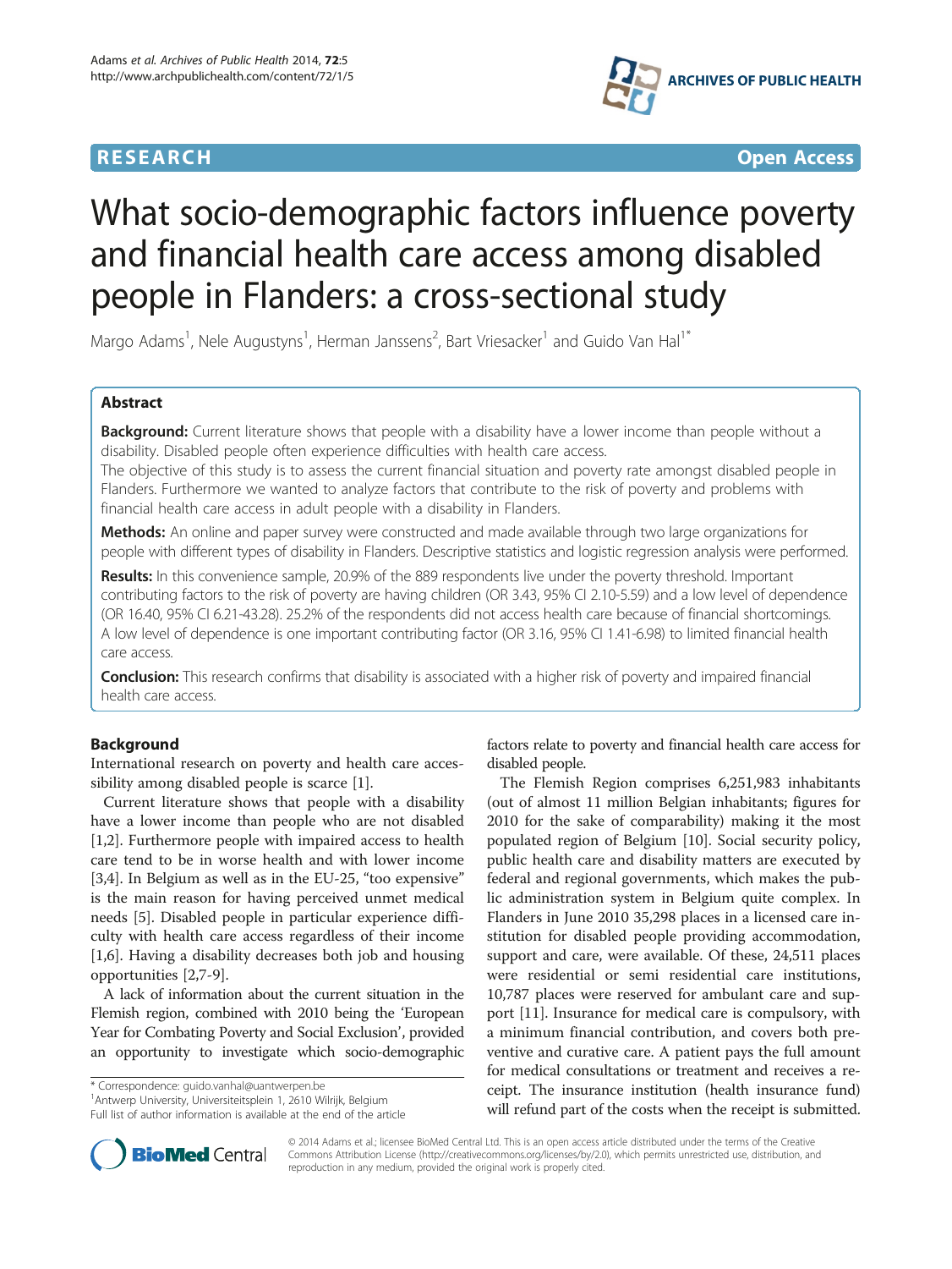RESEARCH Open Access

# What socio-demographic factors influence poverty and financial health care access among disabled people in Flanders: a cross-sectional study

Margo Adams[1], Nele Augustyns[1], Herman Janssens[2], Bart Vriesacker[1] and Guido Van Hal[1*]

## Abstract

**Background:** Current literature shows that people with a disability have a lower income than people without a disability. Disabled people often experience difficulties with health care access.

The objective of this study is to assess the current financial situation and poverty rate amongst disabled people in Flanders. Furthermore we wanted to analyze factors that contribute to the risk of poverty and problems with financial health care access in adult people with a disability in Flanders.

**Methods:** An online and paper survey were constructed and made available through two large organizations for people with different types of disability in Flanders. Descriptive statistics and logistic regression analysis were performed.

**Results:** In this convenience sample, 20.9% of the 889 respondents live under the poverty threshold. Important contributing factors to the risk of poverty are having children (OR 3.43, 95% CI 2.10-5.59) and a low level of dependence (OR 16.40, 95% CI 6.21-43.28). 25.2% of the respondents did not access health care because of financial shortcomings. A low level of dependence is one important contributing factor (OR 3.16, 95% CI 1.41-6.98) to limited financial health care access.

**Conclusion:** This research confirms that disability is associated with a higher risk of poverty and impaired financial health care access.

## Background

International research on poverty and health care accessibility among disabled people is scarce [1].

Current literature shows that people with a disability have a lower income than people who are not disabled [1,2]. Furthermore people with impaired access to health care tend to be in worse health and with lower income [3,4]. In Belgium as well as in the EU-25, "too expensive" is the main reason for having perceived unmet medical needs [5]. Disabled people in particular experience difficulty with health care access regardless of their income [1,6]. Having a disability decreases both job and housing opportunities [2,7-9].

A lack of information about the current situation in the Flemish region, combined with 2010 being the 'European Year for Combating Poverty and Social Exclusion', provided an opportunity to investigate which socio-demographic factors relate to poverty and financial health care access for disabled people.

The Flemish Region comprises 6,251,983 inhabitants (out of almost 11 million Belgian inhabitants; figures for 2010 for the sake of comparability) making it the most populated region of Belgium [10]. Social security policy, public health care and disability matters are executed by federal and regional governments, which makes the public administration system in Belgium quite complex. In Flanders in June 2010 35,298 places in a licensed care institution for disabled people providing accommodation, support and care, were available. Of these, 24,511 places were residential or semi residential care institutions, 10,787 places were reserved for ambulant care and support [11]. Insurance for medical care is compulsory, with a minimum financial contribution, and covers both preventive and curative care. A patient pays the full amount for medical consultations or treatment and receives a receipt. The insurance institution (health insurance fund) will refund part of the costs when the receipt is submitted.

\* Correspondence: guido.vanhal@uantwerpen.be
[1]Antwerp University, Universiteitsplein 1, 2610 Wilrijk, Belgium
Full list of author information is available at the end of the article

© 2014 Adams et al.; licensee BioMed Central Ltd. This is an open access article distributed under the terms of the Creative Commons Attribution License (http://creativecommons.org/licenses/by/2.0), which permits unrestricted use, distribution, and reproduction in any medium, provided the original work is properly cited.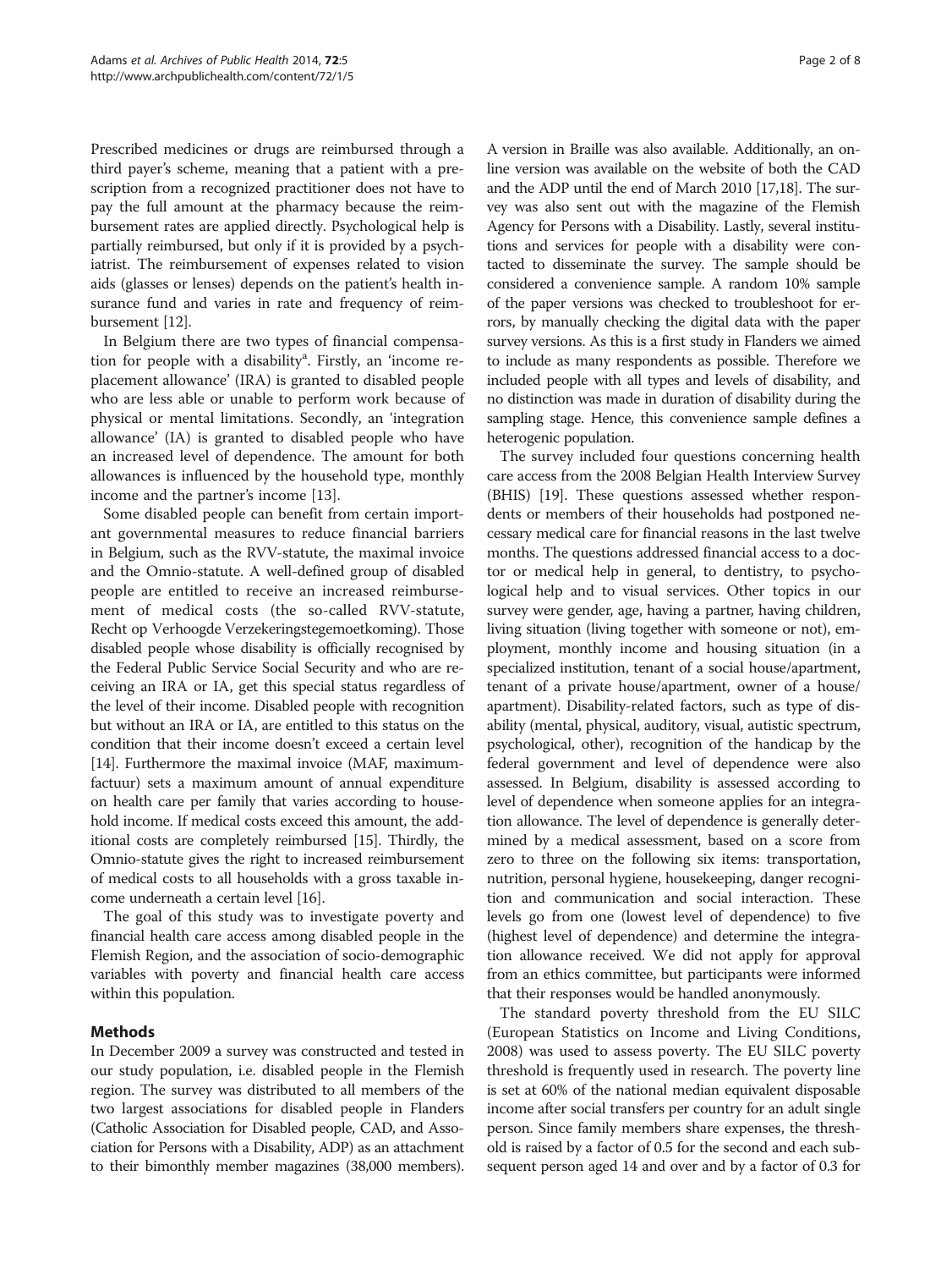Prescribed medicines or drugs are reimbursed through a third payer's scheme, meaning that a patient with a prescription from a recognized practitioner does not have to pay the full amount at the pharmacy because the reimbursement rates are applied directly. Psychological help is partially reimbursed, but only if it is provided by a psychiatrist. The reimbursement of expenses related to vision aids (glasses or lenses) depends on the patient's health insurance fund and varies in rate and frequency of reimbursement [12].

In Belgium there are two types of financial compensation for people with a disability[a]. Firstly, an 'income replacement allowance' (IRA) is granted to disabled people who are less able or unable to perform work because of physical or mental limitations. Secondly, an 'integration allowance' (IA) is granted to disabled people who have an increased level of dependence. The amount for both allowances is influenced by the household type, monthly income and the partner's income [13].

Some disabled people can benefit from certain important governmental measures to reduce financial barriers in Belgium, such as the RVV-statute, the maximal invoice and the Omnio-statute. A well-defined group of disabled people are entitled to receive an increased reimbursement of medical costs (the so-called RVV-statute, Recht op Verhoogde Verzekeringstegemoetkoming). Those disabled people whose disability is officially recognised by the Federal Public Service Social Security and who are receiving an IRA or IA, get this special status regardless of the level of their income. Disabled people with recognition but without an IRA or IA, are entitled to this status on the condition that their income doesn't exceed a certain level [14]. Furthermore the maximal invoice (MAF, maximumfactuur) sets a maximum amount of annual expenditure on health care per family that varies according to household income. If medical costs exceed this amount, the additional costs are completely reimbursed [15]. Thirdly, the Omnio-statute gives the right to increased reimbursement of medical costs to all households with a gross taxable income underneath a certain level [16].

The goal of this study was to investigate poverty and financial health care access among disabled people in the Flemish Region, and the association of socio-demographic variables with poverty and financial health care access within this population.

## Methods

In December 2009 a survey was constructed and tested in our study population, i.e. disabled people in the Flemish region. The survey was distributed to all members of the two largest associations for disabled people in Flanders (Catholic Association for Disabled people, CAD, and Association for Persons with a Disability, ADP) as an attachment to their bimonthly member magazines (38,000 members). A version in Braille was also available. Additionally, an online version was available on the website of both the CAD and the ADP until the end of March 2010 [17,18]. The survey was also sent out with the magazine of the Flemish Agency for Persons with a Disability. Lastly, several institutions and services for people with a disability were contacted to disseminate the survey. The sample should be considered a convenience sample. A random 10% sample of the paper versions was checked to troubleshoot for errors, by manually checking the digital data with the paper survey versions. As this is a first study in Flanders we aimed to include as many respondents as possible. Therefore we included people with all types and levels of disability, and no distinction was made in duration of disability during the sampling stage. Hence, this convenience sample defines a heterogenic population.

The survey included four questions concerning health care access from the 2008 Belgian Health Interview Survey (BHIS) [19]. These questions assessed whether respondents or members of their households had postponed necessary medical care for financial reasons in the last twelve months. The questions addressed financial access to a doctor or medical help in general, to dentistry, to psychological help and to visual services. Other topics in our survey were gender, age, having a partner, having children, living situation (living together with someone or not), employment, monthly income and housing situation (in a specialized institution, tenant of a social house/apartment, tenant of a private house/apartment, owner of a house/apartment). Disability-related factors, such as type of disability (mental, physical, auditory, visual, autistic spectrum, psychological, other), recognition of the handicap by the federal government and level of dependence were also assessed. In Belgium, disability is assessed according to level of dependence when someone applies for an integration allowance. The level of dependence is generally determined by a medical assessment, based on a score from zero to three on the following six items: transportation, nutrition, personal hygiene, housekeeping, danger recognition and communication and social interaction. These levels go from one (lowest level of dependence) to five (highest level of dependence) and determine the integration allowance received. We did not apply for approval from an ethics committee, but participants were informed that their responses would be handled anonymously.

The standard poverty threshold from the EU SILC (European Statistics on Income and Living Conditions, 2008) was used to assess poverty. The EU SILC poverty threshold is frequently used in research. The poverty line is set at 60% of the national median equivalent disposable income after social transfers per country for an adult single person. Since family members share expenses, the threshold is raised by a factor of 0.5 for the second and each subsequent person aged 14 and over and by a factor of 0.3 for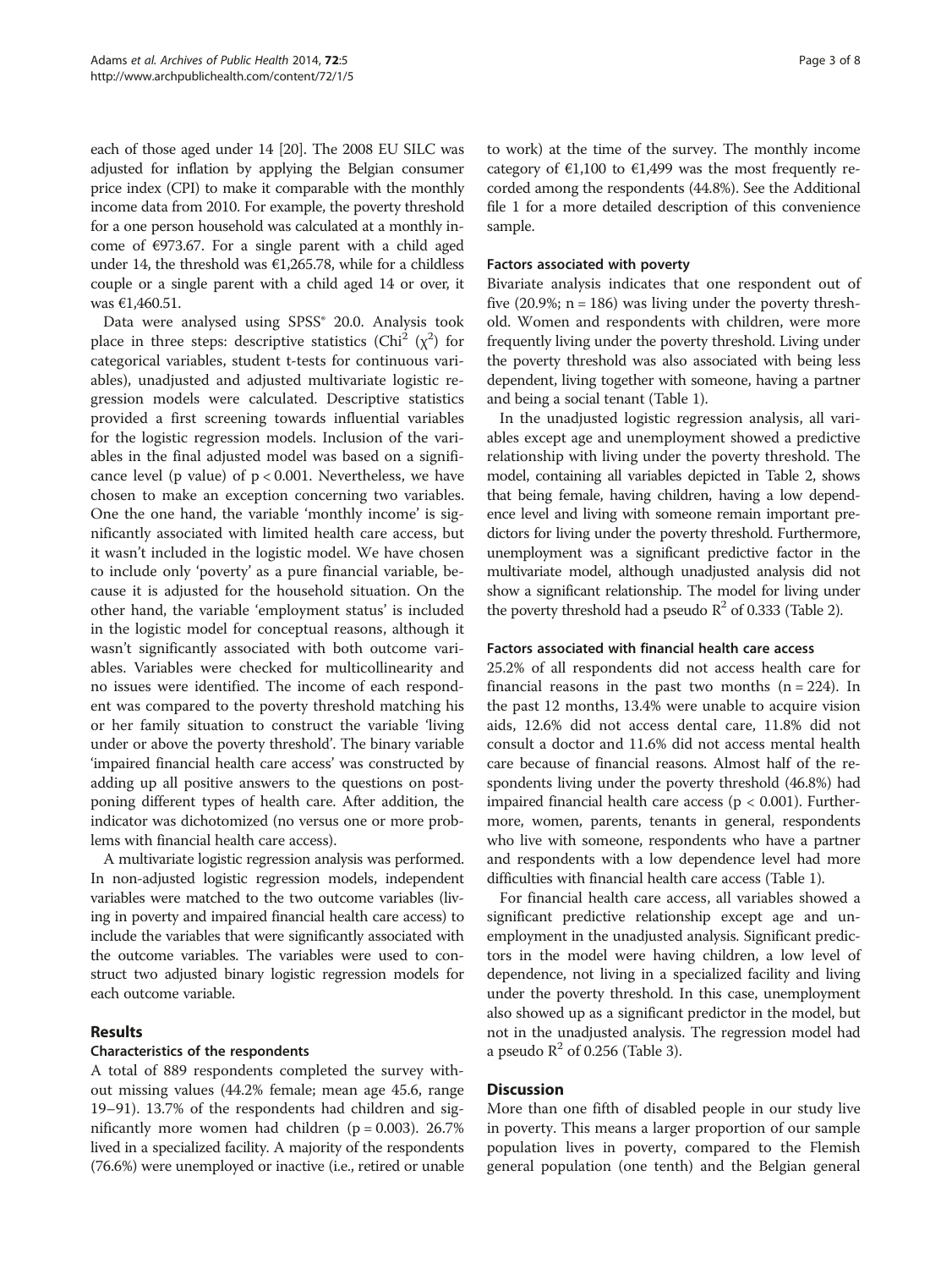each of those aged under 14 [20]. The 2008 EU SILC was adjusted for inflation by applying the Belgian consumer price index (CPI) to make it comparable with the monthly income data from 2010. For example, the poverty threshold for a one person household was calculated at a monthly income of €973.67. For a single parent with a child aged under 14, the threshold was €1,265.78, while for a childless couple or a single parent with a child aged 14 or over, it was €1,460.51.

Data were analysed using SPSS® 20.0. Analysis took place in three steps: descriptive statistics (Chi$^2$ ($\chi^2$) for categorical variables, student t-tests for continuous variables), unadjusted and adjusted multivariate logistic regression models were calculated. Descriptive statistics provided a first screening towards influential variables for the logistic regression models. Inclusion of the variables in the final adjusted model was based on a significance level (p value) of $p < 0.001$. Nevertheless, we have chosen to make an exception concerning two variables. One the one hand, the variable 'monthly income' is significantly associated with limited health care access, but it wasn't included in the logistic model. We have chosen to include only 'poverty' as a pure financial variable, because it is adjusted for the household situation. On the other hand, the variable 'employment status' is included in the logistic model for conceptual reasons, although it wasn't significantly associated with both outcome variables. Variables were checked for multicollinearity and no issues were identified. The income of each respondent was compared to the poverty threshold matching his or her family situation to construct the variable 'living under or above the poverty threshold'. The binary variable 'impaired financial health care access' was constructed by adding up all positive answers to the questions on postponing different types of health care. After addition, the indicator was dichotomized (no versus one or more problems with financial health care access).

A multivariate logistic regression analysis was performed. In non-adjusted logistic regression models, independent variables were matched to the two outcome variables (living in poverty and impaired financial health care access) to include the variables that were significantly associated with the outcome variables. The variables were used to construct two adjusted binary logistic regression models for each outcome variable.

## Results

### Characteristics of the respondents

A total of 889 respondents completed the survey without missing values (44.2% female; mean age 45.6, range 19–91). 13.7% of the respondents had children and significantly more women had children ($p = 0.003$). 26.7% lived in a specialized facility. A majority of the respondents (76.6%) were unemployed or inactive (i.e., retired or unable to work) at the time of the survey. The monthly income category of €1,100 to €1,499 was the most frequently recorded among the respondents (44.8%). See the Additional file 1 for a more detailed description of this convenience sample.

### Factors associated with poverty

Bivariate analysis indicates that one respondent out of five (20.9%; n = 186) was living under the poverty threshold. Women and respondents with children, were more frequently living under the poverty threshold. Living under the poverty threshold was also associated with being less dependent, living together with someone, having a partner and being a social tenant (Table 1).

In the unadjusted logistic regression analysis, all variables except age and unemployment showed a predictive relationship with living under the poverty threshold. The model, containing all variables depicted in Table 2, shows that being female, having children, having a low dependence level and living with someone remain important predictors for living under the poverty threshold. Furthermore, unemployment was a significant predictive factor in the multivariate model, although unadjusted analysis did not show a significant relationship. The model for living under the poverty threshold had a pseudo $R^2$ of 0.333 (Table 2).

### Factors associated with financial health care access

25.2% of all respondents did not access health care for financial reasons in the past two months (n = 224). In the past 12 months, 13.4% were unable to acquire vision aids, 12.6% did not access dental care, 11.8% did not consult a doctor and 11.6% did not access mental health care because of financial reasons. Almost half of the respondents living under the poverty threshold (46.8%) had impaired financial health care access ($p < 0.001$). Furthermore, women, parents, tenants in general, respondents who live with someone, respondents who have a partner and respondents with a low dependence level had more difficulties with financial health care access (Table 1).

For financial health care access, all variables showed a significant predictive relationship except age and unemployment in the unadjusted analysis. Significant predictors in the model were having children, a low level of dependence, not living in a specialized facility and living under the poverty threshold. In this case, unemployment also showed up as a significant predictor in the model, but not in the unadjusted analysis. The regression model had a pseudo $R^2$ of 0.256 (Table 3).

## Discussion

More than one fifth of disabled people in our study live in poverty. This means a larger proportion of our sample population lives in poverty, compared to the Flemish general population (one tenth) and the Belgian general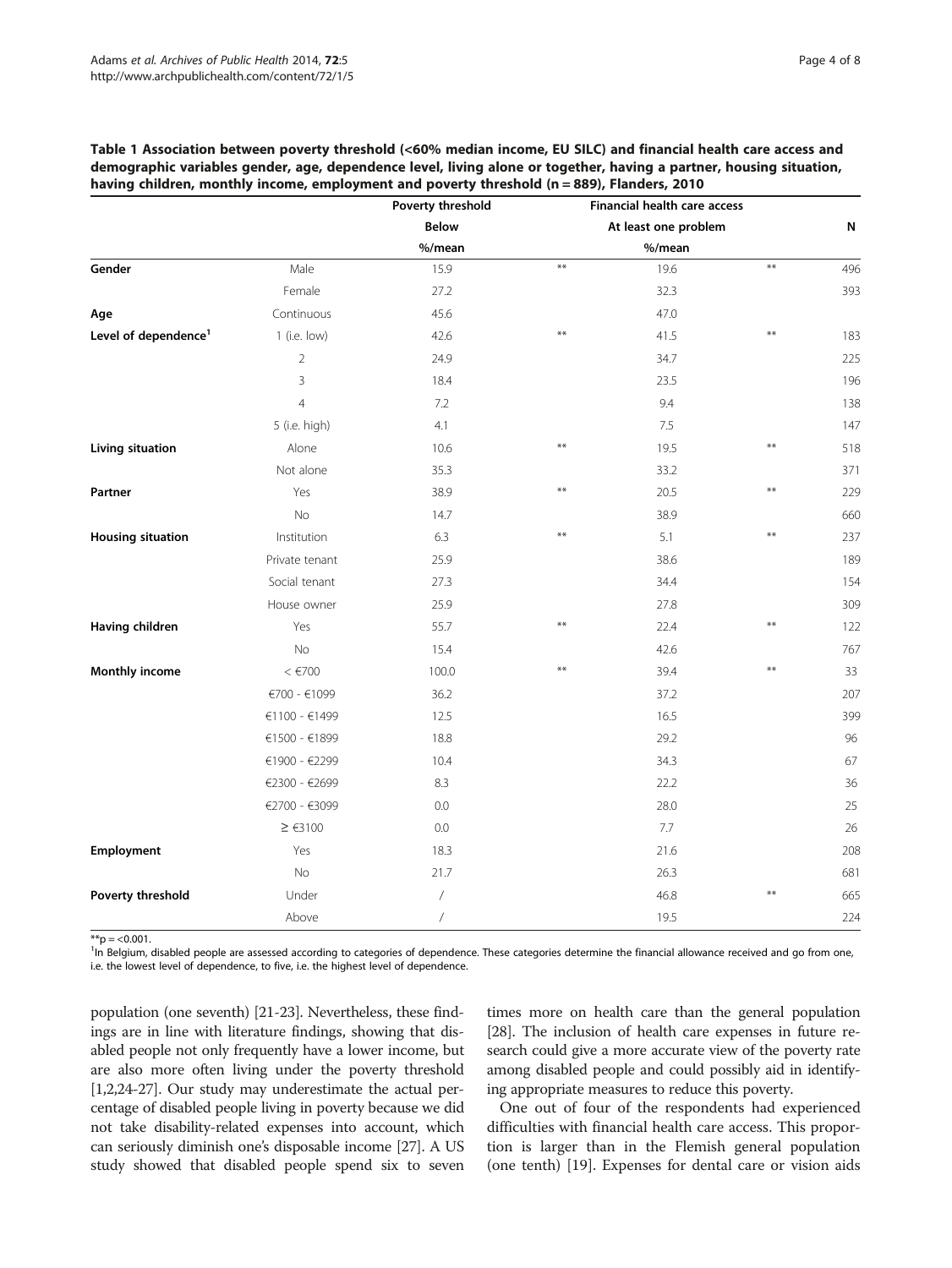**Table 1 Association between poverty threshold (<60% median income, EU SILC) and financial health care access and demographic variables gender, age, dependence level, living alone or together, having a partner, housing situation, having children, monthly income, employment and poverty threshold (n = 889), Flanders, 2010**

| | | Poverty threshold | | Financial health care access | | N |
|---|---|---|---|---|---|---|
| | | Below | | At least one problem | | |
| | | %/mean | | %/mean | | |
| **Gender** | Male | 15.9 | ** | 19.6 | ** | 496 |
| | Female | 27.2 | | 32.3 | | 393 |
| **Age** | Continuous | 45.6 | | 47.0 | | |
| **Level of dependence**[1] | 1 (i.e. low) | 42.6 | ** | 41.5 | ** | 183 |
| | 2 | 24.9 | | 34.7 | | 225 |
| | 3 | 18.4 | | 23.5 | | 196 |
| | 4 | 7.2 | | 9.4 | | 138 |
| | 5 (i.e. high) | 4.1 | | 7.5 | | 147 |
| **Living situation** | Alone | 10.6 | ** | 19.5 | ** | 518 |
| | Not alone | 35.3 | | 33.2 | | 371 |
| **Partner** | Yes | 38.9 | ** | 20.5 | ** | 229 |
| | No | 14.7 | | 38.9 | | 660 |
| **Housing situation** | Institution | 6.3 | ** | 5.1 | ** | 237 |
| | Private tenant | 25.9 | | 38.6 | | 189 |
| | Social tenant | 27.3 | | 34.4 | | 154 |
| | House owner | 25.9 | | 27.8 | | 309 |
| **Having children** | Yes | 55.7 | ** | 22.4 | ** | 122 |
| | No | 15.4 | | 42.6 | | 767 |
| **Monthly income** | < €700 | 100.0 | ** | 39.4 | ** | 33 |
| | €700 - €1099 | 36.2 | | 37.2 | | 207 |
| | €1100 - €1499 | 12.5 | | 16.5 | | 399 |
| | €1500 - €1899 | 18.8 | | 29.2 | | 96 |
| | €1900 - €2299 | 10.4 | | 34.3 | | 67 |
| | €2300 - €2699 | 8.3 | | 22.2 | | 36 |
| | €2700 - €3099 | 0.0 | | 28.0 | | 25 |
| | ≥ €3100 | 0.0 | | 7.7 | | 26 |
| **Employment** | Yes | 18.3 | | 21.6 | | 208 |
| | No | 21.7 | | 26.3 | | 681 |
| **Poverty threshold** | Under | / | | 46.8 | ** | 665 |
| | Above | / | | 19.5 | | 224 |

**p = <0.001.

[1]In Belgium, disabled people are assessed according to categories of dependence. These categories determine the financial allowance received and go from one, i.e. the lowest level of dependence, to five, i.e. the highest level of dependence.

population (one seventh) [21-23]. Nevertheless, these findings are in line with literature findings, showing that disabled people not only frequently have a lower income, but are also more often living under the poverty threshold [1,2,24-27]. Our study may underestimate the actual percentage of disabled people living in poverty because we did not take disability-related expenses into account, which can seriously diminish one's disposable income [27]. A US study showed that disabled people spend six to seven times more on health care than the general population [28]. The inclusion of health care expenses in future research could give a more accurate view of the poverty rate among disabled people and could possibly aid in identifying appropriate measures to reduce this poverty.

One out of four of the respondents had experienced difficulties with financial health care access. This proportion is larger than in the Flemish general population (one tenth) [19]. Expenses for dental care or vision aids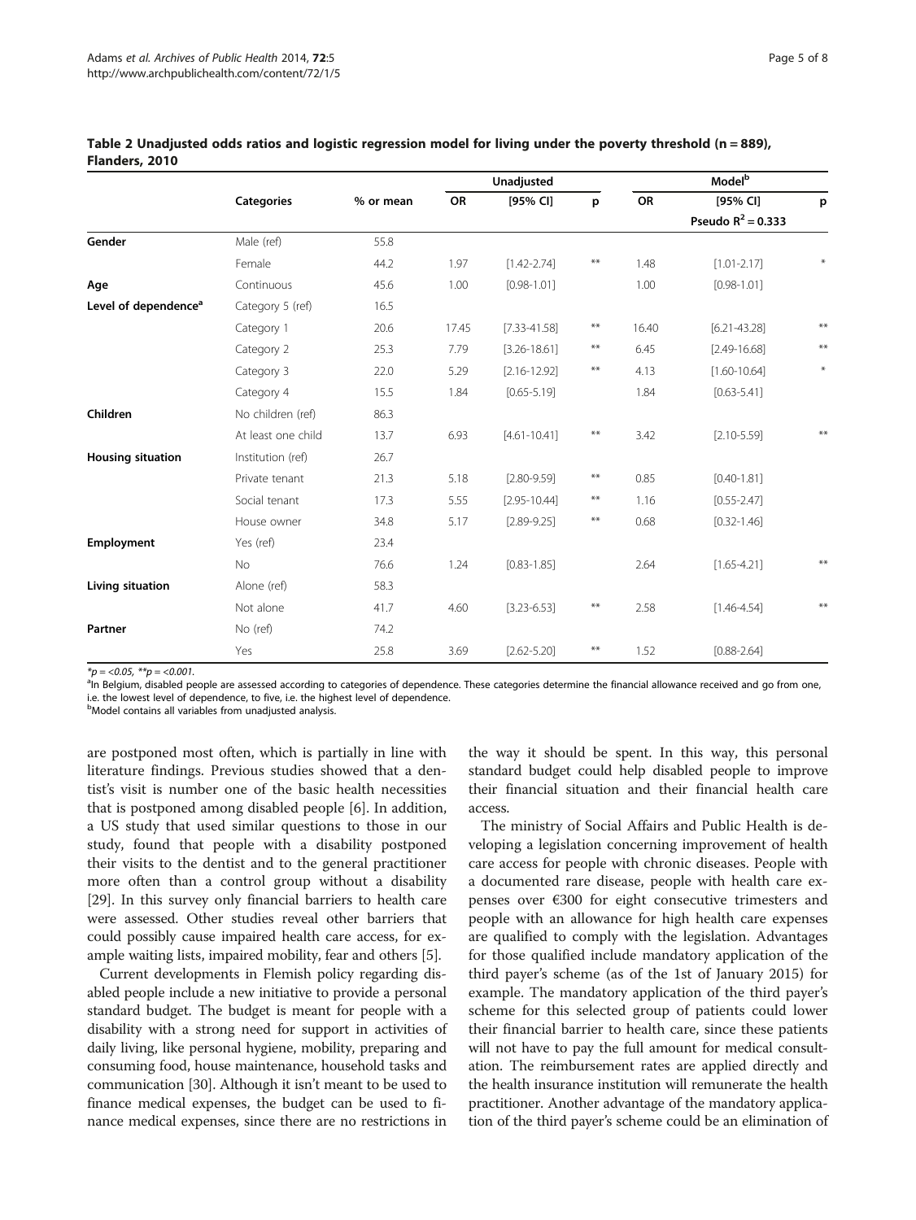**Table 2 Unadjusted odds ratios and logistic regression model for living under the poverty threshold (n = 889), Flanders, 2010**

| | Categories | % or mean | Unadjusted | | | Model[b] | | |
|---|---|---|---|---|---|---|---|---|
| | | | OR | [95% CI] | p | OR | [95% CI] Pseudo $R^2 = 0.333$ | p |
| **Gender** | Male (ref) | 55.8 | | | | | | |
| | Female | 44.2 | 1.97 | [1.42-2.74] | ** | 1.48 | [1.01-2.17] | * |
| **Age** | Continuous | 45.6 | 1.00 | [0.98-1.01] | | 1.00 | [0.98-1.01] | |
| **Level of dependence[a]** | Category 5 (ref) | 16.5 | | | | | | |
| | Category 1 | 20.6 | 17.45 | [7.33-41.58] | ** | 16.40 | [6.21-43.28] | ** |
| | Category 2 | 25.3 | 7.79 | [3.26-18.61] | ** | 6.45 | [2.49-16.68] | ** |
| | Category 3 | 22.0 | 5.29 | [2.16-12.92] | ** | 4.13 | [1.60-10.64] | * |
| | Category 4 | 15.5 | 1.84 | [0.65-5.19] | | 1.84 | [0.63-5.41] | |
| **Children** | No children (ref) | 86.3 | | | | | | |
| | At least one child | 13.7 | 6.93 | [4.61-10.41] | ** | 3.42 | [2.10-5.59] | ** |
| **Housing situation** | Institution (ref) | 26.7 | | | | | | |
| | Private tenant | 21.3 | 5.18 | [2.80-9.59] | ** | 0.85 | [0.40-1.81] | |
| | Social tenant | 17.3 | 5.55 | [2.95-10.44] | ** | 1.16 | [0.55-2.47] | |
| | House owner | 34.8 | 5.17 | [2.89-9.25] | ** | 0.68 | [0.32-1.46] | |
| **Employment** | Yes (ref) | 23.4 | | | | | | |
| | No | 76.6 | 1.24 | [0.83-1.85] | | 2.64 | [1.65-4.21] | ** |
| **Living situation** | Alone (ref) | 58.3 | | | | | | |
| | Not alone | 41.7 | 4.60 | [3.23-6.53] | ** | 2.58 | [1.46-4.54] | ** |
| **Partner** | No (ref) | 74.2 | | | | | | |
| | Yes | 25.8 | 3.69 | [2.62-5.20] | ** | 1.52 | [0.88-2.64] | |

*$p = <0.05$, **$p = <0.001$.
[a]In Belgium, disabled people are assessed according to categories of dependence. These categories determine the financial allowance received and go from one, i.e. the lowest level of dependence, to five, i.e. the highest level of dependence.
[b]Model contains all variables from unadjusted analysis.

are postponed most often, which is partially in line with literature findings. Previous studies showed that a dentist's visit is number one of the basic health necessities that is postponed among disabled people [6]. In addition, a US study that used similar questions to those in our study, found that people with a disability postponed their visits to the dentist and to the general practitioner more often than a control group without a disability [29]. In this survey only financial barriers to health care were assessed. Other studies reveal other barriers that could possibly cause impaired health care access, for example waiting lists, impaired mobility, fear and others [5].

Current developments in Flemish policy regarding disabled people include a new initiative to provide a personal standard budget. The budget is meant for people with a disability with a strong need for support in activities of daily living, like personal hygiene, mobility, preparing and consuming food, house maintenance, household tasks and communication [30]. Although it isn't meant to be used to finance medical expenses, the budget can be used to finance medical expenses, since there are no restrictions in the way it should be spent. In this way, this personal standard budget could help disabled people to improve their financial situation and their financial health care access.

The ministry of Social Affairs and Public Health is developing a legislation concerning improvement of health care access for people with chronic diseases. People with a documented rare disease, people with health care expenses over €300 for eight consecutive trimesters and people with an allowance for high health care expenses are qualified to comply with the legislation. Advantages for those qualified include mandatory application of the third payer's scheme (as of the 1st of January 2015) for example. The mandatory application of the third payer's scheme for this selected group of patients could lower their financial barrier to health care, since these patients will not have to pay the full amount for medical consultation. The reimbursement rates are applied directly and the health insurance institution will remunerate the health practitioner. Another advantage of the mandatory application of the third payer's scheme could be an elimination of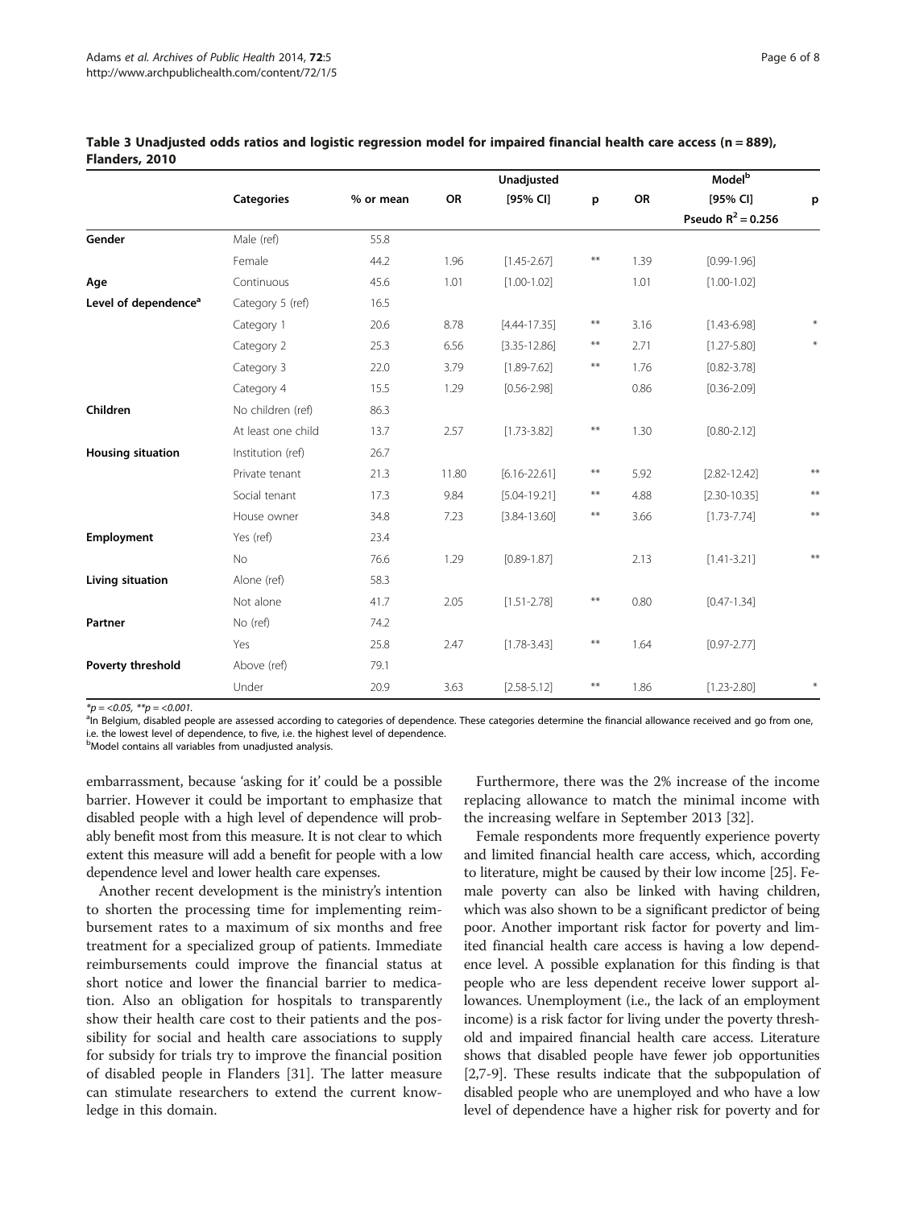**Table 3 Unadjusted odds ratios and logistic regression model for impaired financial health care access (n = 889), Flanders, 2010**

| | Categories | % or mean | Unadjusted | | | Model[b] | | |
|---|---|---|---|---|---|---|---|---|
| | | | OR | [95% CI] | p | OR | [95% CI] Pseudo $R^2 = 0.256$ | p |
| **Gender** | Male (ref) | 55.8 | | | | | | |
| | Female | 44.2 | 1.96 | [1.45-2.67] | ** | 1.39 | [0.99-1.96] | |
| **Age** | Continuous | 45.6 | 1.01 | [1.00-1.02] | | 1.01 | [1.00-1.02] | |
| **Level of dependence[a]** | Category 5 (ref) | 16.5 | | | | | | |
| | Category 1 | 20.6 | 8.78 | [4.44-17.35] | ** | 3.16 | [1.43-6.98] | * |
| | Category 2 | 25.3 | 6.56 | [3.35-12.86] | ** | 2.71 | [1.27-5.80] | * |
| | Category 3 | 22.0 | 3.79 | [1.89-7.62] | ** | 1.76 | [0.82-3.78] | |
| | Category 4 | 15.5 | 1.29 | [0.56-2.98] | | 0.86 | [0.36-2.09] | |
| **Children** | No children (ref) | 86.3 | | | | | | |
| | At least one child | 13.7 | 2.57 | [1.73-3.82] | ** | 1.30 | [0.80-2.12] | |
| **Housing situation** | Institution (ref) | 26.7 | | | | | | |
| | Private tenant | 21.3 | 11.80 | [6.16-22.61] | ** | 5.92 | [2.82-12.42] | ** |
| | Social tenant | 17.3 | 9.84 | [5.04-19.21] | ** | 4.88 | [2.30-10.35] | ** |
| | House owner | 34.8 | 7.23 | [3.84-13.60] | ** | 3.66 | [1.73-7.74] | ** |
| **Employment** | Yes (ref) | 23.4 | | | | | | |
| | No | 76.6 | 1.29 | [0.89-1.87] | | 2.13 | [1.41-3.21] | ** |
| **Living situation** | Alone (ref) | 58.3 | | | | | | |
| | Not alone | 41.7 | 2.05 | [1.51-2.78] | ** | 0.80 | [0.47-1.34] | |
| **Partner** | No (ref) | 74.2 | | | | | | |
| | Yes | 25.8 | 2.47 | [1.78-3.43] | ** | 1.64 | [0.97-2.77] | |
| **Poverty threshold** | Above (ref) | 79.1 | | | | | | |
| | Under | 20.9 | 3.63 | [2.58-5.12] | ** | 1.86 | [1.23-2.80] | * |

*p = <0.05, **p = <0.001.

[a]In Belgium, disabled people are assessed according to categories of dependence. These categories determine the financial allowance received and go from one, i.e. the lowest level of dependence, to five, i.e. the highest level of dependence.

[b]Model contains all variables from unadjusted analysis.

embarrassment, because 'asking for it' could be a possible barrier. However it could be important to emphasize that disabled people with a high level of dependence will probably benefit most from this measure. It is not clear to which extent this measure will add a benefit for people with a low dependence level and lower health care expenses.

Another recent development is the ministry's intention to shorten the processing time for implementing reimbursement rates to a maximum of six months and free treatment for a specialized group of patients. Immediate reimbursements could improve the financial status at short notice and lower the financial barrier to medication. Also an obligation for hospitals to transparently show their health care cost to their patients and the possibility for social and health care associations to supply for subsidy for trials try to improve the financial position of disabled people in Flanders [31]. The latter measure can stimulate researchers to extend the current knowledge in this domain.

Furthermore, there was the 2% increase of the income replacing allowance to match the minimal income with the increasing welfare in September 2013 [32].

Female respondents more frequently experience poverty and limited financial health care access, which, according to literature, might be caused by their low income [25]. Female poverty can also be linked with having children, which was also shown to be a significant predictor of being poor. Another important risk factor for poverty and limited financial health care access is having a low dependence level. A possible explanation for this finding is that people who are less dependent receive lower support allowances. Unemployment (i.e., the lack of an employment income) is a risk factor for living under the poverty threshold and impaired financial health care access. Literature shows that disabled people have fewer job opportunities [2,7-9]. These results indicate that the subpopulation of disabled people who are unemployed and who have a low level of dependence have a higher risk for poverty and for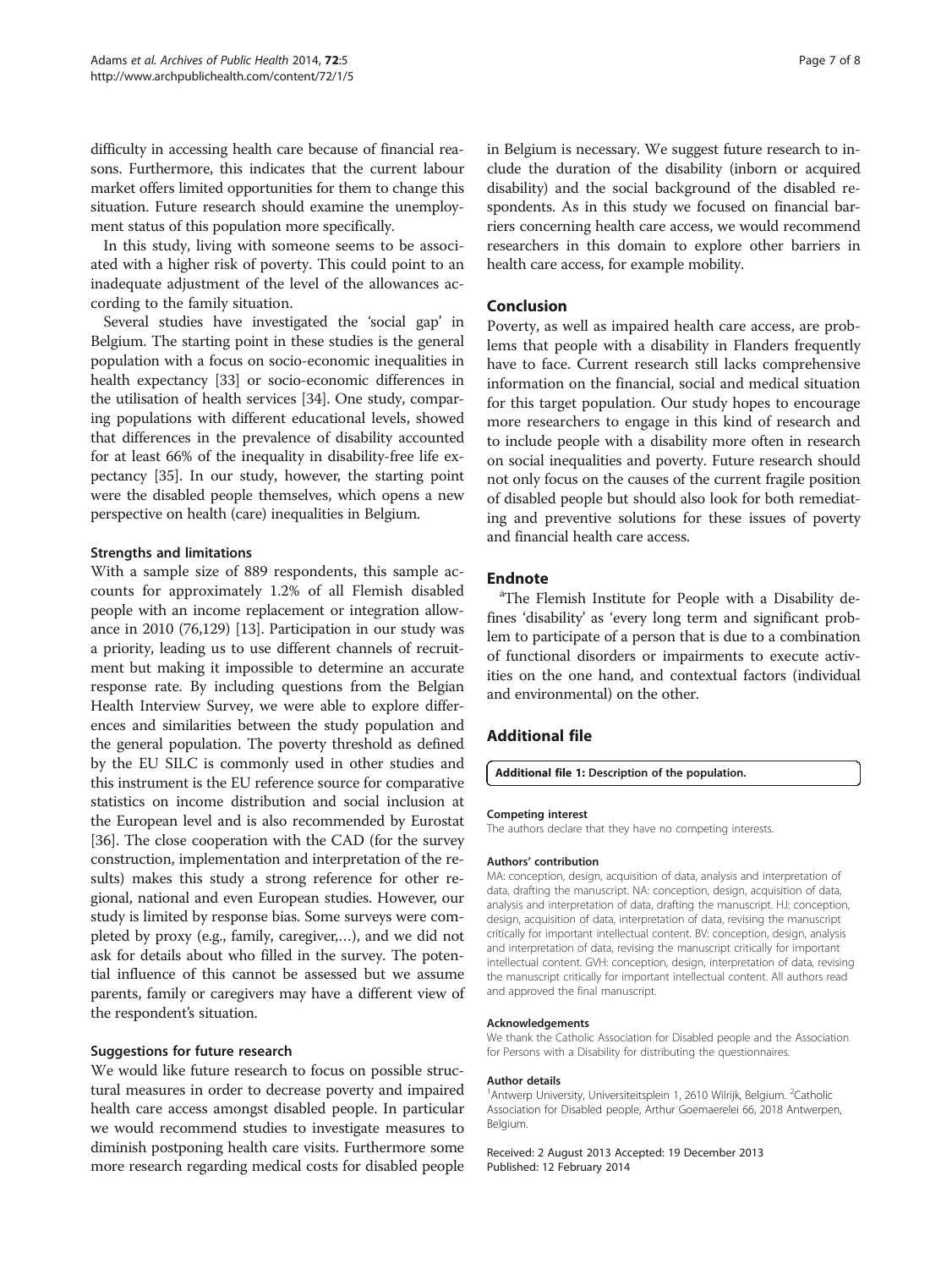difficulty in accessing health care because of financial reasons. Furthermore, this indicates that the current labour market offers limited opportunities for them to change this situation. Future research should examine the unemployment status of this population more specifically.

In this study, living with someone seems to be associated with a higher risk of poverty. This could point to an inadequate adjustment of the level of the allowances according to the family situation.

Several studies have investigated the 'social gap' in Belgium. The starting point in these studies is the general population with a focus on socio-economic inequalities in health expectancy [33] or socio-economic differences in the utilisation of health services [34]. One study, comparing populations with different educational levels, showed that differences in the prevalence of disability accounted for at least 66% of the inequality in disability-free life expectancy [35]. In our study, however, the starting point were the disabled people themselves, which opens a new perspective on health (care) inequalities in Belgium.

### Strengths and limitations

With a sample size of 889 respondents, this sample accounts for approximately 1.2% of all Flemish disabled people with an income replacement or integration allowance in 2010 (76,129) [13]. Participation in our study was a priority, leading us to use different channels of recruitment but making it impossible to determine an accurate response rate. By including questions from the Belgian Health Interview Survey, we were able to explore differences and similarities between the study population and the general population. The poverty threshold as defined by the EU SILC is commonly used in other studies and this instrument is the EU reference source for comparative statistics on income distribution and social inclusion at the European level and is also recommended by Eurostat [36]. The close cooperation with the CAD (for the survey construction, implementation and interpretation of the results) makes this study a strong reference for other regional, national and even European studies. However, our study is limited by response bias. Some surveys were completed by proxy (e.g., family, caregiver,…), and we did not ask for details about who filled in the survey. The potential influence of this cannot be assessed but we assume parents, family or caregivers may have a different view of the respondent's situation.

### Suggestions for future research

We would like future research to focus on possible structural measures in order to decrease poverty and impaired health care access amongst disabled people. In particular we would recommend studies to investigate measures to diminish postponing health care visits. Furthermore some more research regarding medical costs for disabled people in Belgium is necessary. We suggest future research to include the duration of the disability (inborn or acquired disability) and the social background of the disabled respondents. As in this study we focused on financial barriers concerning health care access, we would recommend researchers in this domain to explore other barriers in health care access, for example mobility.

## Conclusion

Poverty, as well as impaired health care access, are problems that people with a disability in Flanders frequently have to face. Current research still lacks comprehensive information on the financial, social and medical situation for this target population. Our study hopes to encourage more researchers to engage in this kind of research and to include people with a disability more often in research on social inequalities and poverty. Future research should not only focus on the causes of the current fragile position of disabled people but should also look for both remediating and preventive solutions for these issues of poverty and financial health care access.

## Endnote

[a]The Flemish Institute for People with a Disability defines 'disability' as 'every long term and significant problem to participate of a person that is due to a combination of functional disorders or impairments to execute activities on the one hand, and contextual factors (individual and environmental) on the other.

## Additional file

**Additional file 1: Description of the population.**

#### Competing interest

The authors declare that they have no competing interests.

#### Authors' contribution

MA: conception, design, acquisition of data, analysis and interpretation of data, drafting the manuscript. NA: conception, design, acquisition of data, analysis and interpretation of data, drafting the manuscript. HJ: conception, design, acquisition of data, interpretation of data, revising the manuscript critically for important intellectual content. BV: conception, design, analysis and interpretation of data, revising the manuscript critically for important intellectual content. GVH: conception, design, interpretation of data, revising the manuscript critically for important intellectual content. All authors read and approved the final manuscript.

#### Acknowledgements

We thank the Catholic Association for Disabled people and the Association for Persons with a Disability for distributing the questionnaires.

#### Author details

[1]Antwerp University, Universiteitsplein 1, 2610 Wilrijk, Belgium. [2]Catholic Association for Disabled people, Arthur Goemaerelei 66, 2018 Antwerpen, Belgium.

Received: 2 August 2013 Accepted: 19 December 2013
Published: 12 February 2014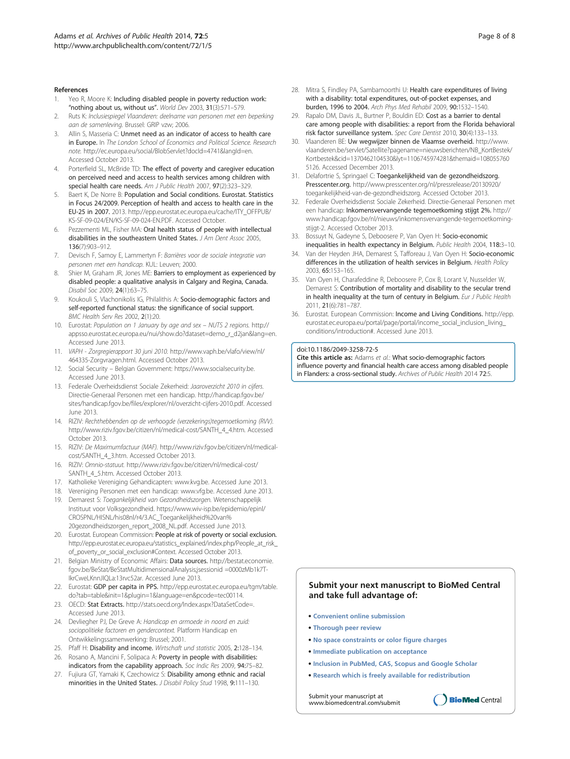## References

1. Yeo R, Moore K: **Including disabled people in poverty reduction work: "nothing about us, without us".** *World Dev* 2003, **31**(3):571–579.
2. Ruts K: *Inclusiespiegel Vlaanderen: deelname van personen met een beperking aan de samenleving.* Brussel: GRIP vzw; 2006.
3. Allin S, Masseria C: **Unmet need as an indicator of access to health care in Europe.** In *The London School of Economics and Political Science. Research note.* http://ec.europa.eu/social/BlobServlet?docId=4741&langId=en. Accessed October 2013.
4. Porterfield SL, McBride TD: **The effect of poverty and caregiver education on perceived need and access to health services among children with special health care needs.** *Am J Public Health* 2007, **97**(2):323–329.
5. Baert K, De Norre B: **Population and Social conditions. Eurostat. Statistics in Focus 24/2009. Perception of health and access to health care in the EU-25 in 2007.** 2013. http://epp.eurostat.ec.europa.eu/cache/ITY_OFFPUB/KS-SF-09-024/EN/KS-SF-09-024-EN.PDF. Accessed October.
6. Pezzementi ML, Fisher MA: **Oral health status of people with intellectual disabilities in the southeastern United States.** *J Am Dent Assoc* 2005, **136**(7):903–912.
7. Devisch F, Samoy E, Lammertyn F: *Barrières voor de sociale integratie van personen met een handicap.* KUL: Leuven; 2000.
8. Shier M, Graham JR, Jones ME: **Barriers to employment as experienced by disabled people: a qualitative analysis in Calgary and Regina, Canada.** *Disabil Soc* 2009, **24**(1):63–75.
9. Koukouli S, Vlachonikolis IG, Philalithis A: **Socio-demographic factors and self-reported functional status: the significance of social support.** *BMC Health Serv Res* 2002, **2**(1):20.
10. Eurostat: *Population on 1 January by age and sex – NUTS 2 regions.* http://appsso.eurostat.ec.europa.eu/nui/show.do?dataset=demo_r_d2jan&lang=en. Accessed June 2013.
11. *VAPH - Zorgregierapport 30 juni 2010.* http://www.vaph.be/vlafo/view/nl/464335-Zorgvragen.html. Accessed October 2013.
12. Social Security – Belgian Government: https://www.socialsecurity.be. Accessed June 2013.
13. Federale Overheidsdienst Sociale Zekerheid: *Jaaroverzicht 2010 in cijfers.* Directie-Generaal Personen met een handicap. http://handicap.fgov.be/sites/handicap.fgov.be/files/explorer/nl/overzicht-cijfers-2010.pdf. Accessed June 2013.
14. RIZIV: *Rechthebbenden op de verhoogde (verzekerings)tegemoetkoming (RVV).* http://www.riziv.fgov.be/citizen/nl/medical-cost/SANTH_4_4.htm. Accessed October 2013.
15. RIZIV: *De Maximumfactuur (MAF).* http://www.riziv.fgov.be/citizen/nl/medical-cost/SANTH_4_3.htm. Accessed October 2013.
16. RIZIV: *Omnio-statuut.* http://www.riziv.fgov.be/citizen/nl/medical-cost/SANTH_4_5.htm. Accessed October 2013.
17. Katholieke Vereniging Gehandicapten: www.kvg.be. Accessed June 2013.
18. Vereniging Personen met een handicap: www.vfg.be. Accessed June 2013.
19. Demarest S: *Toegankelijkheid van Gezondheidszorgen.* Wetenschappelijk Instituut voor Volksgezondheid. https://www.wiv-isp.be/epidemio/epinl/CROSPNL/HISNL/his08nl/r4/3.AC_Toegankelijkheid%20van%20gezondheidszorgen_report_2008_NL.pdf. Accessed June 2013.
20. Eurostat. European Commission: **People at risk of poverty or social exclusion.** http://epp.eurostat.ec.europa.eu/statistics_explained/index.php/People_at_risk_of_poverty_or_social_exclusion#Context. Accessed October 2013.
21. Belgian Ministry of Economic Affairs: **Data sources.** http://bestat.economie.fgov.be/BeStat/BeStatMultidimensionalAnalysis;jsessionid =0000zMb1k7T-lkrCweLKnnJIQLa:13rvc52ar. Accessed June 2013.
22. Eurostat: **GDP per capita in PPS.** http://epp.eurostat.ec.europa.eu/tgm/table.do?tab=table&init=1&plugin=1&language=en&pcode=tec00114.
23. OECD: **Stat Extracts.** http://stats.oecd.org/Index.aspx?DataSetCode=. Accessed June 2013.
24. Devliegher PJ, De Greve A: *Handicap en armoede in noord en zuid: sociopolitieke factoren en gendercontext.* Platform Handicap en Ontwikkelingssamenwerking: Brussel; 2001.
25. Pfaff H: **Disability and income.** *Wirtschaft und statistic* 2005, **2**:128–134.
26. Rosano A, Mancini F, Solipaca A: **Poverty in people with disabilities: indicators from the capability approach.** *Soc Indic Res* 2009, **94**:75–82.
27. Fujiura GT, Yamaki K, Czechowicz S: **Disability among ethnic and racial minorities in the United States.** *J Disabil Policy Stud* 1998, **9**:111–130.
28. Mitra S, Findley PA, Sambamoorthi U: **Health care expenditures of living with a disability: total expenditures, out-of-pocket expenses, and burden, 1996 to 2004.** *Arch Phys Med Rehabil* 2009, **90**:1532–1540.
29. Rapalo DM, Davis JL, Burtner P, Bouldin ED: **Cost as a barrier to dental care among people with disabilities: a report from the Florida behavioral risk factor surveillance system.** *Spec Care Dentist* 2010, **30**(4):133–133.
30. Vlaanderen BE: **Uw wegwijzer binnen de Vlaamse overheid.** http://www.vlaanderen.be/servlet/Satellite?pagename=nieuwsberichten/NB_KortBestek/Kortbestek&cid=1370462104530&lyt=1106745974281&themaid=1080557605126. Accessed December 2013.
31. Delafortrie S, Springael C: **Toegankelijkheid van de gezondheidszorg. Presscenter.org.** http://www.presscenter.org/nl/pressrelease/20130920/toegankelijkheid-van-de-gezondheidszorg. Accessed October 2013.
32. Federale Overheidsdienst Sociale Zekerheid. Directie-Generaal Personen met een handicap: **Inkomensvervangende tegemoetkoming stijgt 2%.** http://www.handicap.fgov.be/nl/nieuws/inkomensvervangende-tegemoetkoming-stijgt-2. Accessed October 2013.
33. Bossuyt N, Gadeyne S, Deboosere P, Van Oyen H: **Socio-economic inequalities in health expectancy in Belgium.** *Public Health* 2004, **118**:3–10.
34. Van der Heyden JHA, Demarest S, Tafforeau J, Van Oyen H: **Socio-economic differences in the utilization of health services in Belgium.** *Health Policy* 2003, **65**:153–165.
35. Van Oyen H, Charafeddine R, Deboosere P, Cox B, Lorant V, Nusselder W, Demarest S: **Contribution of mortality and disability to the secular trend in health inequality at the turn of century in Belgium.** *Eur J Public Health* 2011, **21**(6):781–787.
36. Eurostat. European Commission: **Income and Living Conditions.** http://epp.eurostat.ec.europa.eu/portal/page/portal/income_social_inclusion_living_conditions/introduction#. Accessed June 2013.

doi:10.1186/2049-3258-72-5

**Cite this article as:** Adams *et al.*: What socio-demographic factors influence poverty and financial health care access among disabled people in Flanders: a cross-sectional study. *Archives of Public Health* 2014 **72**:5.

**Submit your next manuscript to BioMed Central and take full advantage of:**

- **Convenient online submission**
- **Thorough peer review**
- **No space constraints or color figure charges**
- **Immediate publication on acceptance**
- **Inclusion in PubMed, CAS, Scopus and Google Scholar**
- **Research which is freely available for redistribution**

Submit your manuscript at
www.biomedcentral.com/submit

BioMed Central